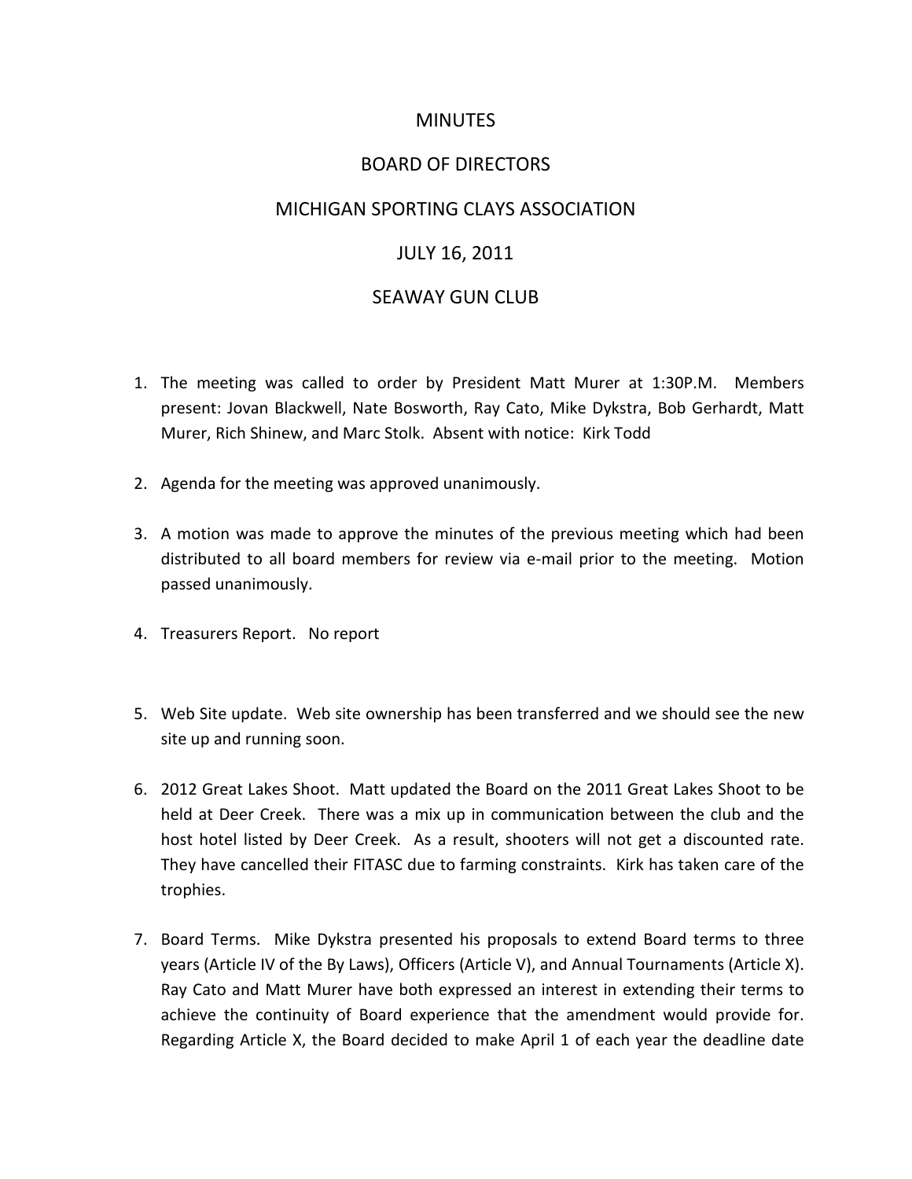# MINUTES

## BOARD OF DIRECTORS

## MICHIGAN SPORTING CLAYS ASSOCIATION

## JULY 16, 2011

## SEAWAY GUN CLUB

1. The meeting was called to order by President Matt Murer at 1:30P.M. Members present: Jovan Blackwell, Nate Bosworth, Ray Cato, Mike Dykstra, Bob Gerhardt, Matt Murer, Rich Shinew, and Marc Stolk. Absent with notice: Kirk Todd

2. Agenda for the meeting was approved unanimously.

3. A motion was made to approve the minutes of the previous meeting which had been distributed to all board members for review via e-mail prior to the meeting. Motion passed unanimously.

4. Treasurers Report. No report

5. Web Site update. Web site ownership has been transferred and we should see the new site up and running soon.

6. 2012 Great Lakes Shoot. Matt updated the Board on the 2011 Great Lakes Shoot to be held at Deer Creek. There was a mix up in communication between the club and the host hotel listed by Deer Creek. As a result, shooters will not get a discounted rate. They have cancelled their FITASC due to farming constraints. Kirk has taken care of the trophies.

7. Board Terms. Mike Dykstra presented his proposals to extend Board terms to three years (Article IV of the By Laws), Officers (Article V), and Annual Tournaments (Article X). Ray Cato and Matt Murer have both expressed an interest in extending their terms to achieve the continuity of Board experience that the amendment would provide for. Regarding Article X, the Board decided to make April 1 of each year the deadline date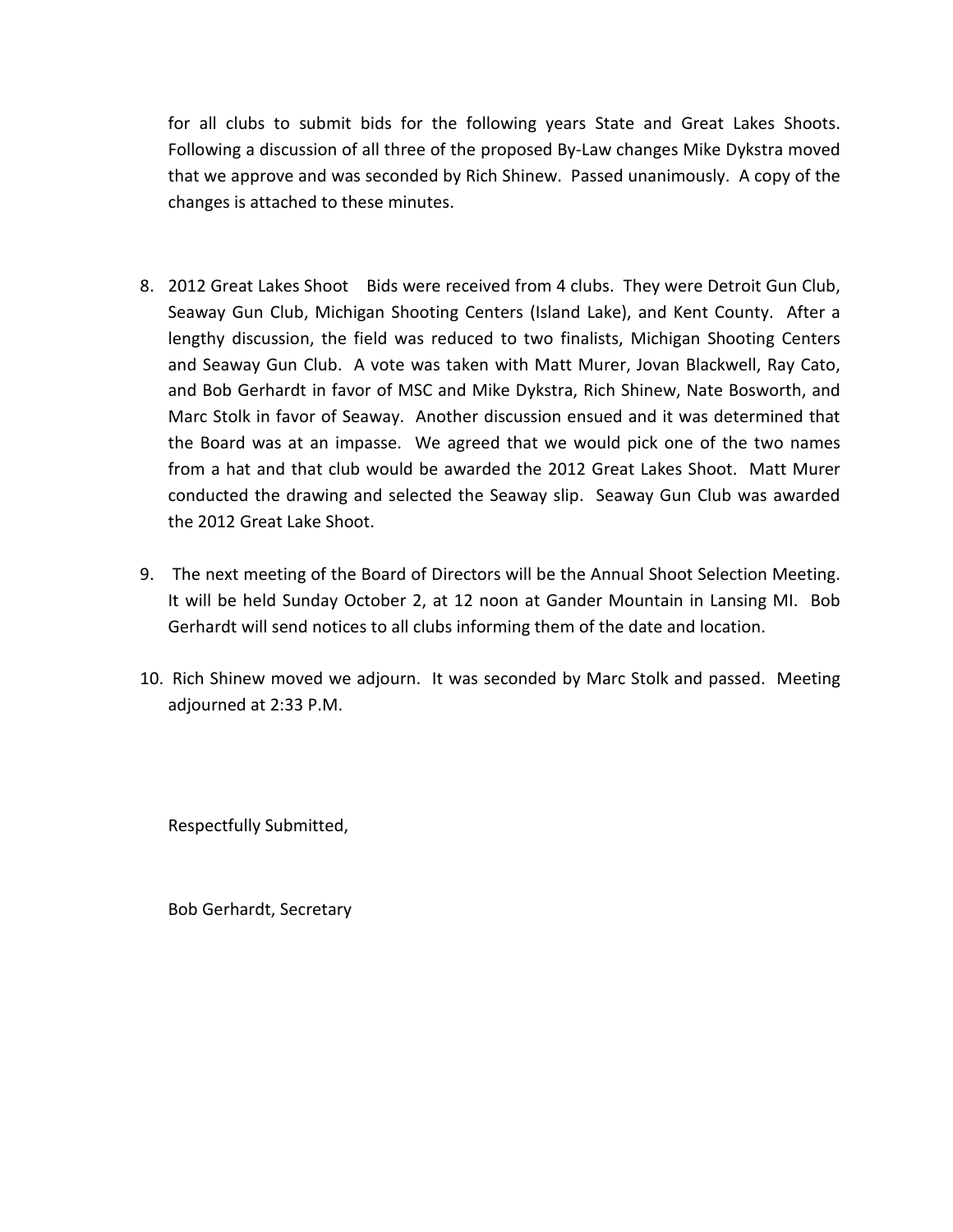for all clubs to submit bids for the following years State and Great Lakes Shoots. Following a discussion of all three of the proposed By-Law changes Mike Dykstra moved that we approve and was seconded by Rich Shinew. Passed unanimously. A copy of the changes is attached to these minutes.

8. 2012 Great Lakes Shoot  Bids were received from 4 clubs. They were Detroit Gun Club, Seaway Gun Club, Michigan Shooting Centers (Island Lake), and Kent County. After a lengthy discussion, the field was reduced to two finalists, Michigan Shooting Centers and Seaway Gun Club. A vote was taken with Matt Murer, Jovan Blackwell, Ray Cato, and Bob Gerhardt in favor of MSC and Mike Dykstra, Rich Shinew, Nate Bosworth, and Marc Stolk in favor of Seaway. Another discussion ensued and it was determined that the Board was at an impasse. We agreed that we would pick one of the two names from a hat and that club would be awarded the 2012 Great Lakes Shoot. Matt Murer conducted the drawing and selected the Seaway slip. Seaway Gun Club was awarded the 2012 Great Lake Shoot.

9. The next meeting of the Board of Directors will be the Annual Shoot Selection Meeting. It will be held Sunday October 2, at 12 noon at Gander Mountain in Lansing MI. Bob Gerhardt will send notices to all clubs informing them of the date and location.

10. Rich Shinew moved we adjourn. It was seconded by Marc Stolk and passed. Meeting adjourned at 2:33 P.M.

Respectfully Submitted,

Bob Gerhardt, Secretary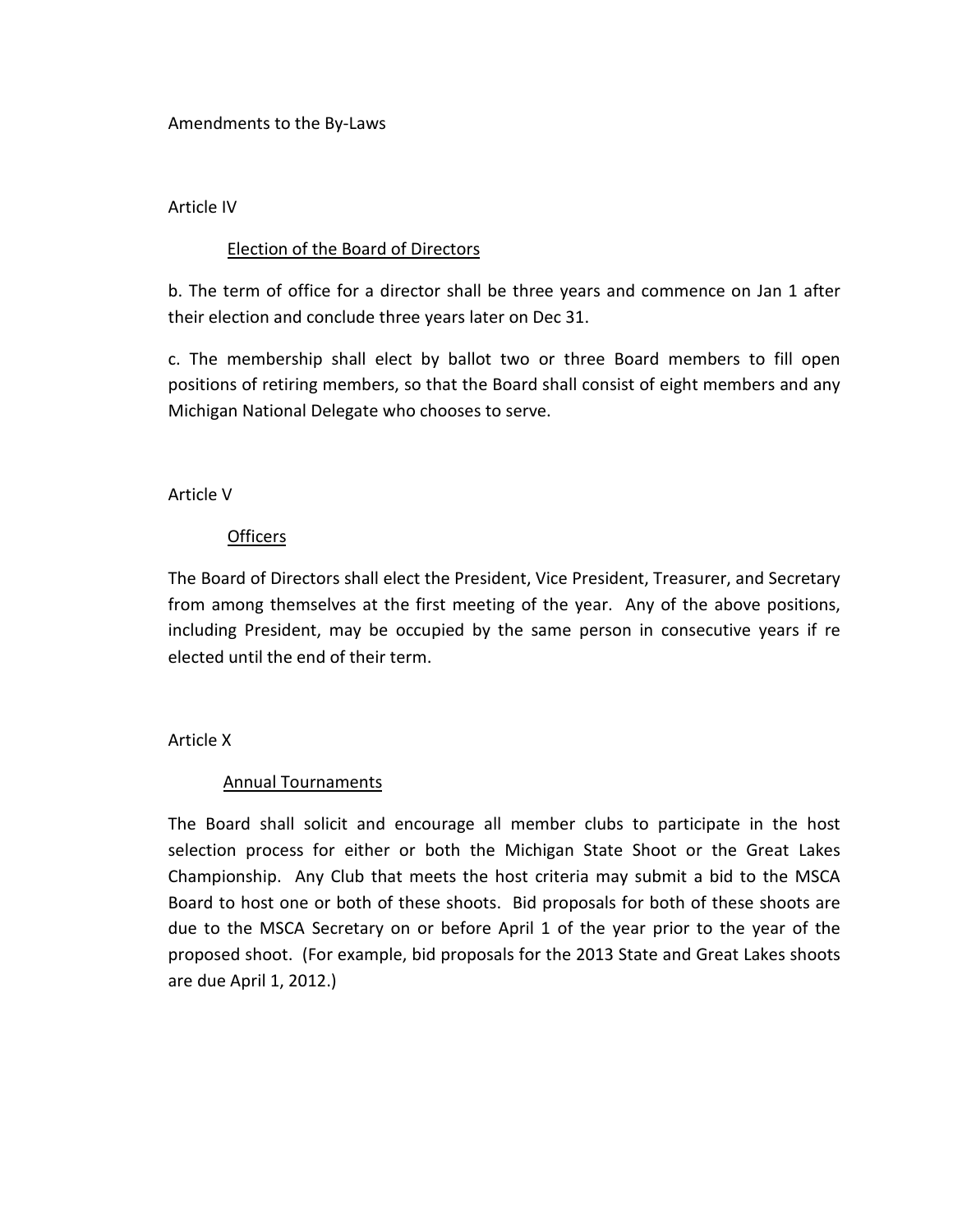# Amendments to the By-Laws

## Article IV

### Election of the Board of Directors

b. The term of office for a director shall be three years and commence on Jan 1 after their election and conclude three years later on Dec 31.

c. The membership shall elect by ballot two or three Board members to fill open positions of retiring members, so that the Board shall consist of eight members and any Michigan National Delegate who chooses to serve.

## Article V

### Officers

The Board of Directors shall elect the President, Vice President, Treasurer, and Secretary from among themselves at the first meeting of the year. Any of the above positions, including President, may be occupied by the same person in consecutive years if re elected until the end of their term.

## Article X

### Annual Tournaments

The Board shall solicit and encourage all member clubs to participate in the host selection process for either or both the Michigan State Shoot or the Great Lakes Championship. Any Club that meets the host criteria may submit a bid to the MSCA Board to host one or both of these shoots. Bid proposals for both of these shoots are due to the MSCA Secretary on or before April 1 of the year prior to the year of the proposed shoot. (For example, bid proposals for the 2013 State and Great Lakes shoots are due April 1, 2012.)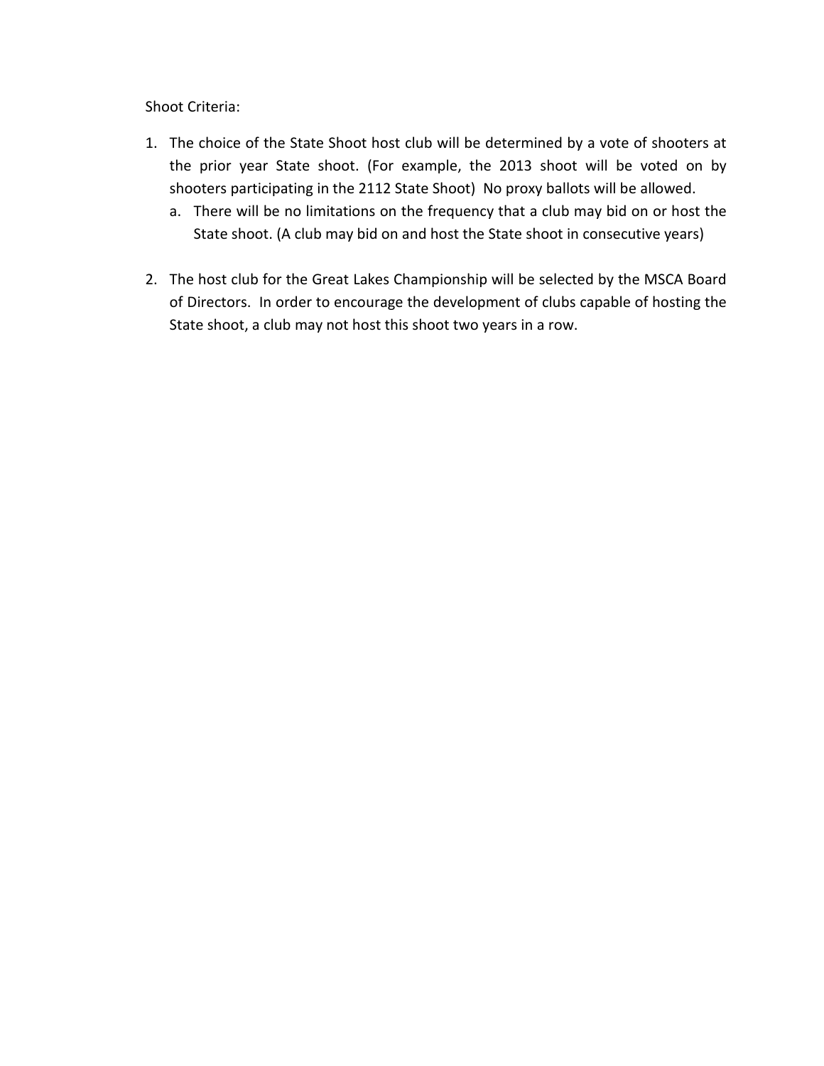Shoot Criteria:

1. The choice of the State Shoot host club will be determined by a vote of shooters at the prior year State shoot. (For example, the 2013 shoot will be voted on by shooters participating in the 2112 State Shoot) No proxy ballots will be allowed.
   a. There will be no limitations on the frequency that a club may bid on or host the State shoot. (A club may bid on and host the State shoot in consecutive years)

2. The host club for the Great Lakes Championship will be selected by the MSCA Board of Directors. In order to encourage the development of clubs capable of hosting the State shoot, a club may not host this shoot two years in a row.